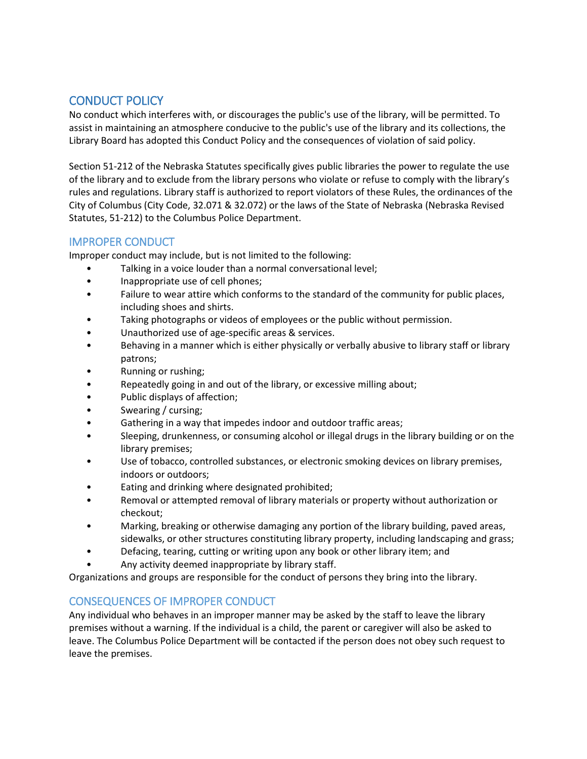# CONDUCT POLICY

No conduct which interferes with, or discourages the public's use of the library, will be permitted. To assist in maintaining an atmosphere conducive to the public's use of the library and its collections, the Library Board has adopted this Conduct Policy and the consequences of violation of said policy.

Section 51-212 of the Nebraska Statutes specifically gives public libraries the power to regulate the use of the library and to exclude from the library persons who violate or refuse to comply with the library's rules and regulations. Library staff is authorized to report violators of these Rules, the ordinances of the City of Columbus (City Code, 32.071 & 32.072) or the laws of the State of Nebraska (Nebraska Revised Statutes, 51-212) to the Columbus Police Department.

## IMPROPER CONDUCT

Improper conduct may include, but is not limited to the following:

- Talking in a voice louder than a normal conversational level;
- Inappropriate use of cell phones;
- Failure to wear attire which conforms to the standard of the community for public places, including shoes and shirts.
- Taking photographs or videos of employees or the public without permission.
- Unauthorized use of age-specific areas & services.
- Behaving in a manner which is either physically or verbally abusive to library staff or library patrons;
- Running or rushing;
- Repeatedly going in and out of the library, or excessive milling about;
- Public displays of affection;
- Swearing / cursing;
- Gathering in a way that impedes indoor and outdoor traffic areas;
- Sleeping, drunkenness, or consuming alcohol or illegal drugs in the library building or on the library premises;
- Use of tobacco, controlled substances, or electronic smoking devices on library premises, indoors or outdoors;
- Eating and drinking where designated prohibited;
- Removal or attempted removal of library materials or property without authorization or checkout;
- Marking, breaking or otherwise damaging any portion of the library building, paved areas, sidewalks, or other structures constituting library property, including landscaping and grass;
- Defacing, tearing, cutting or writing upon any book or other library item; and
- Any activity deemed inappropriate by library staff.

Organizations and groups are responsible for the conduct of persons they bring into the library.

## CONSEQUENCES OF IMPROPER CONDUCT

Any individual who behaves in an improper manner may be asked by the staff to leave the library premises without a warning. If the individual is a child, the parent or caregiver will also be asked to leave. The Columbus Police Department will be contacted if the person does not obey such request to leave the premises.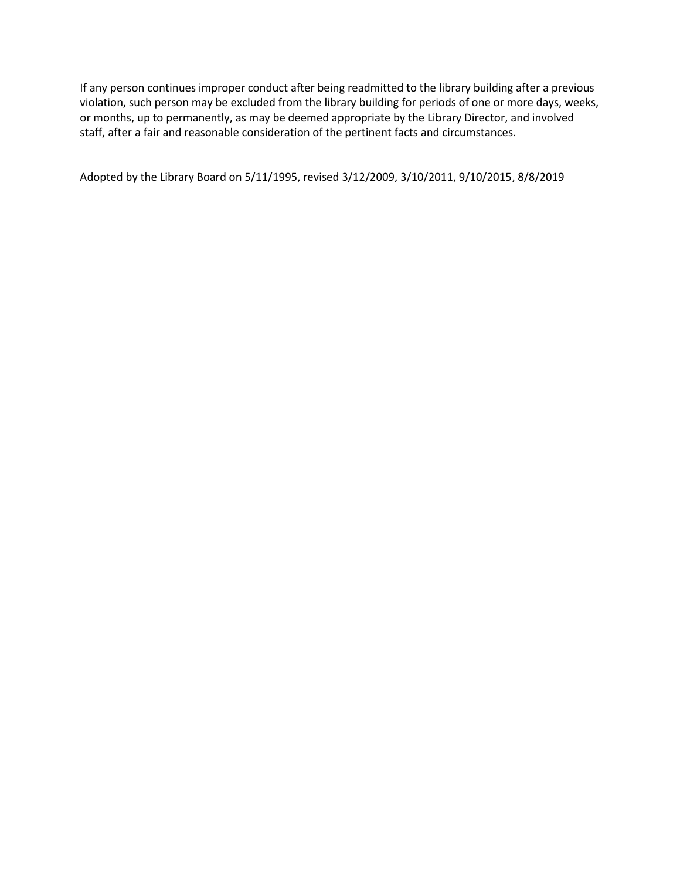If any person continues improper conduct after being readmitted to the library building after a previous violation, such person may be excluded from the library building for periods of one or more days, weeks, or months, up to permanently, as may be deemed appropriate by the Library Director, and involved staff, after a fair and reasonable consideration of the pertinent facts and circumstances.

Adopted by the Library Board on 5/11/1995, revised 3/12/2009, 3/10/2011, 9/10/2015, 8/8/2019